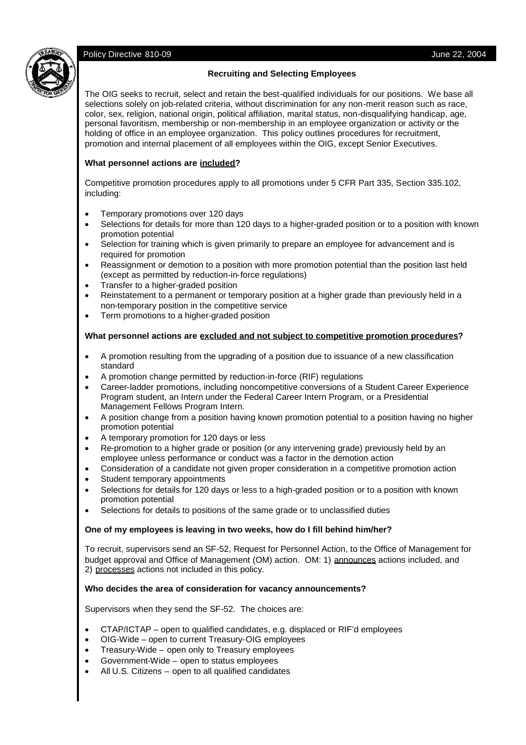Policy Directive 810-09 June 22, 2004

## Recruiting and Selecting Employees

The OIG seeks to recruit, select and retain the best-qualified individuals for our positions. We base all selections solely on job-related criteria, without discrimination for any non-merit reason such as race, color, sex, religion, national origin, political affiliation, marital status, non-disqualifying handicap, age, personal favoritism, membership or non-membership in an employee organization or activity or the holding of office in an employee organization. This policy outlines procedures for recruitment, promotion and internal placement of all employees within the OIG, except Senior Executives.

### What personnel actions are included?

Competitive promotion procedures apply to all promotions under 5 CFR Part 335, Section 335.102, including:

- Temporary promotions over 120 days
- Selections for details for more than 120 days to a higher-graded position or to a position with known promotion potential
- Selection for training which is given primarily to prepare an employee for advancement and is required for promotion
- Reassignment or demotion to a position with more promotion potential than the position last held (except as permitted by reduction-in-force regulations)
- Transfer to a higher-graded position
- Reinstatement to a permanent or temporary position at a higher grade than previously held in a non-temporary position in the competitive service
- Term promotions to a higher-graded position

### What personnel actions are excluded and not subject to competitive promotion procedures?

- A promotion resulting from the upgrading of a position due to issuance of a new classification standard
- A promotion change permitted by reduction-in-force (RIF) regulations
- Career-ladder promotions, including noncompetitive conversions of a Student Career Experience Program student, an Intern under the Federal Career Intern Program, or a Presidential Management Fellows Program Intern.
- A position change from a position having known promotion potential to a position having no higher promotion potential
- A temporary promotion for 120 days or less
- Re-promotion to a higher grade or position (or any intervening grade) previously held by an employee unless performance or conduct was a factor in the demotion action
- Consideration of a candidate not given proper consideration in a competitive promotion action
- Student temporary appointments
- Selections for details for 120 days or less to a high-graded position or to a position with known promotion potential
- Selections for details to positions of the same grade or to unclassified duties

### One of my employees is leaving in two weeks, how do I fill behind him/her?

To recruit, supervisors send an SF-52, Request for Personnel Action, to the Office of Management for budget approval and Office of Management (OM) action. OM: 1) announces actions included, and 2) processes actions not included in this policy.

### Who decides the area of consideration for vacancy announcements?

Supervisors when they send the SF-52. The choices are:

- CTAP/ICTAP – open to qualified candidates, e.g. displaced or RIF'd employees
- OIG-Wide – open to current Treasury-OIG employees
- Treasury-Wide – open only to Treasury employees
- Government-Wide – open to status employees
- All U.S. Citizens – open to all qualified candidates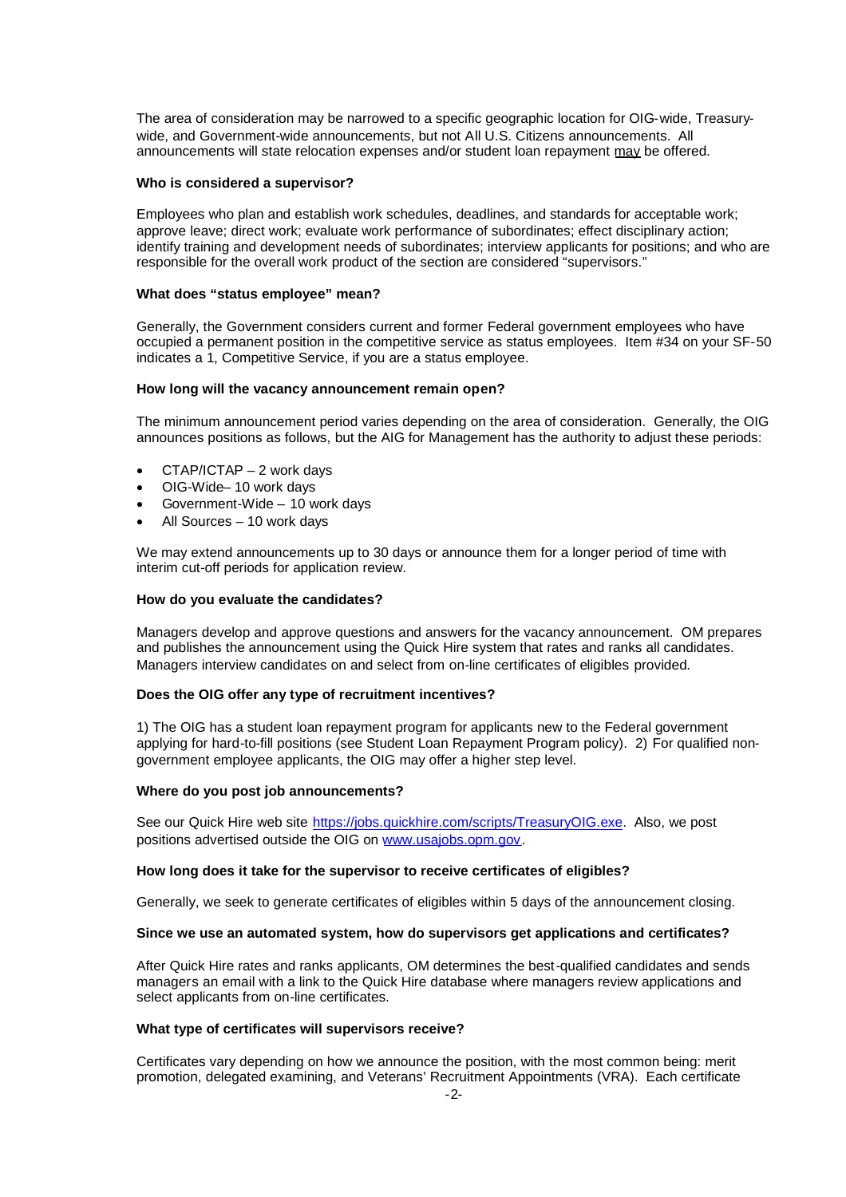The area of consideration may be narrowed to a specific geographic location for OIG-wide, Treasury-wide, and Government-wide announcements, but not All U.S. Citizens announcements. All announcements will state relocation expenses and/or student loan repayment may be offered.

**Who is considered a supervisor?**

Employees who plan and establish work schedules, deadlines, and standards for acceptable work; approve leave; direct work; evaluate work performance of subordinates; effect disciplinary action; identify training and development needs of subordinates; interview applicants for positions; and who are responsible for the overall work product of the section are considered "supervisors."

**What does "status employee" mean?**

Generally, the Government considers current and former Federal government employees who have occupied a permanent position in the competitive service as status employees. Item #34 on your SF-50 indicates a 1, Competitive Service, if you are a status employee.

**How long will the vacancy announcement remain open?**

The minimum announcement period varies depending on the area of consideration. Generally, the OIG announces positions as follows, but the AIG for Management has the authority to adjust these periods:

- CTAP/ICTAP – 2 work days
- OIG-Wide– 10 work days
- Government-Wide – 10 work days
- All Sources – 10 work days

We may extend announcements up to 30 days or announce them for a longer period of time with interim cut-off periods for application review.

**How do you evaluate the candidates?**

Managers develop and approve questions and answers for the vacancy announcement. OM prepares and publishes the announcement using the Quick Hire system that rates and ranks all candidates. Managers interview candidates on and select from on-line certificates of eligibles provided.

**Does the OIG offer any type of recruitment incentives?**

1) The OIG has a student loan repayment program for applicants new to the Federal government applying for hard-to-fill positions (see Student Loan Repayment Program policy). 2) For qualified non-government employee applicants, the OIG may offer a higher step level.

**Where do you post job announcements?**

See our Quick Hire web site https://jobs.quickhire.com/scripts/TreasuryOIG.exe. Also, we post positions advertised outside the OIG on www.usajobs.opm.gov.

**How long does it take for the supervisor to receive certificates of eligibles?**

Generally, we seek to generate certificates of eligibles within 5 days of the announcement closing.

**Since we use an automated system, how do supervisors get applications and certificates?**

After Quick Hire rates and ranks applicants, OM determines the best-qualified candidates and sends managers an email with a link to the Quick Hire database where managers review applications and select applicants from on-line certificates.

**What type of certificates will supervisors receive?**

Certificates vary depending on how we announce the position, with the most common being: merit promotion, delegated examining, and Veterans' Recruitment Appointments (VRA). Each certificate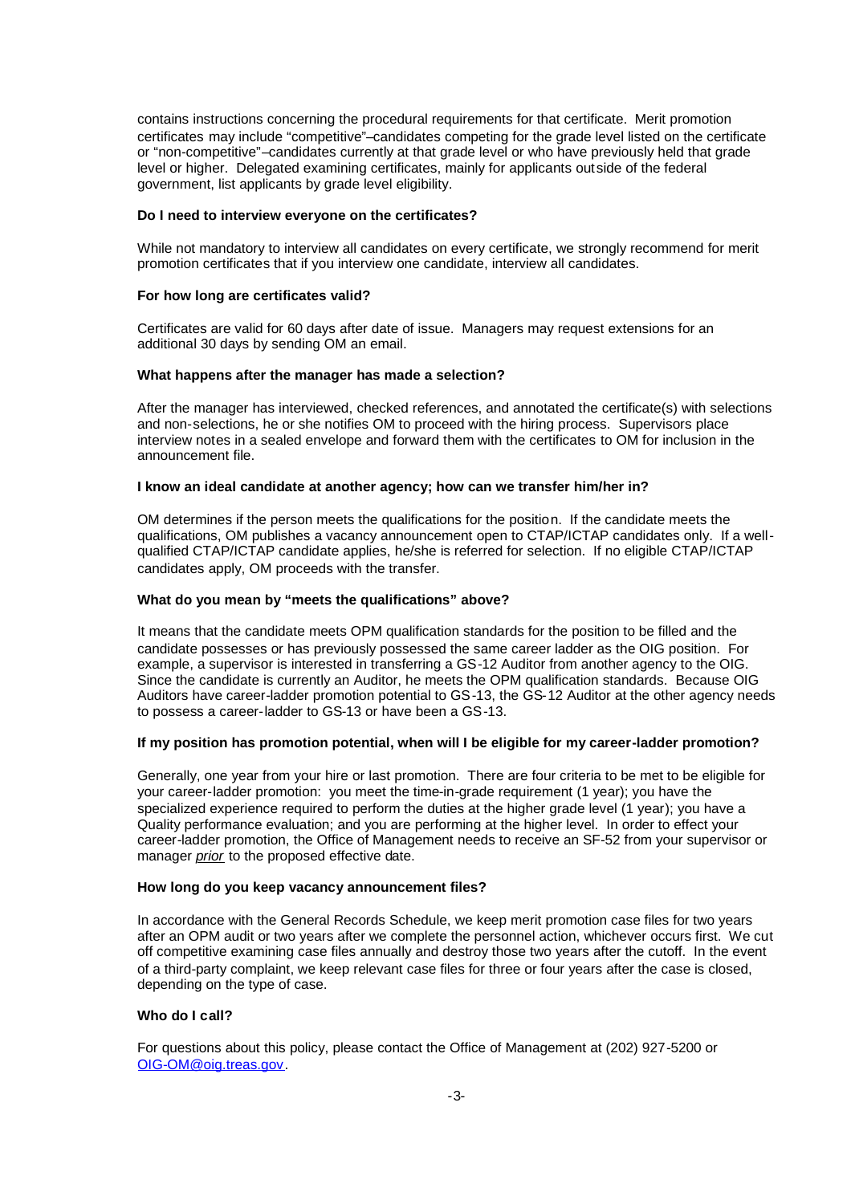contains instructions concerning the procedural requirements for that certificate. Merit promotion certificates may include "competitive"–candidates competing for the grade level listed on the certificate or "non-competitive"–candidates currently at that grade level or who have previously held that grade level or higher. Delegated examining certificates, mainly for applicants outside of the federal government, list applicants by grade level eligibility.

**Do I need to interview everyone on the certificates?**

While not mandatory to interview all candidates on every certificate, we strongly recommend for merit promotion certificates that if you interview one candidate, interview all candidates.

**For how long are certificates valid?**

Certificates are valid for 60 days after date of issue. Managers may request extensions for an additional 30 days by sending OM an email.

**What happens after the manager has made a selection?**

After the manager has interviewed, checked references, and annotated the certificate(s) with selections and non-selections, he or she notifies OM to proceed with the hiring process. Supervisors place interview notes in a sealed envelope and forward them with the certificates to OM for inclusion in the announcement file.

**I know an ideal candidate at another agency; how can we transfer him/her in?**

OM determines if the person meets the qualifications for the position. If the candidate meets the qualifications, OM publishes a vacancy announcement open to CTAP/ICTAP candidates only. If a well-qualified CTAP/ICTAP candidate applies, he/she is referred for selection. If no eligible CTAP/ICTAP candidates apply, OM proceeds with the transfer.

**What do you mean by "meets the qualifications" above?**

It means that the candidate meets OPM qualification standards for the position to be filled and the candidate possesses or has previously possessed the same career ladder as the OIG position. For example, a supervisor is interested in transferring a GS-12 Auditor from another agency to the OIG. Since the candidate is currently an Auditor, he meets the OPM qualification standards. Because OIG Auditors have career-ladder promotion potential to GS-13, the GS-12 Auditor at the other agency needs to possess a career-ladder to GS-13 or have been a GS-13.

**If my position has promotion potential, when will I be eligible for my career-ladder promotion?**

Generally, one year from your hire or last promotion. There are four criteria to be met to be eligible for your career-ladder promotion: you meet the time-in-grade requirement (1 year); you have the specialized experience required to perform the duties at the higher grade level (1 year); you have a Quality performance evaluation; and you are performing at the higher level. In order to effect your career-ladder promotion, the Office of Management needs to receive an SF-52 from your supervisor or manager *prior* to the proposed effective date.

**How long do you keep vacancy announcement files?**

In accordance with the General Records Schedule, we keep merit promotion case files for two years after an OPM audit or two years after we complete the personnel action, whichever occurs first. We cut off competitive examining case files annually and destroy those two years after the cutoff. In the event of a third-party complaint, we keep relevant case files for three or four years after the case is closed, depending on the type of case.

**Who do I call?**

For questions about this policy, please contact the Office of Management at (202) 927-5200 or OIG-OM@oig.treas.gov.